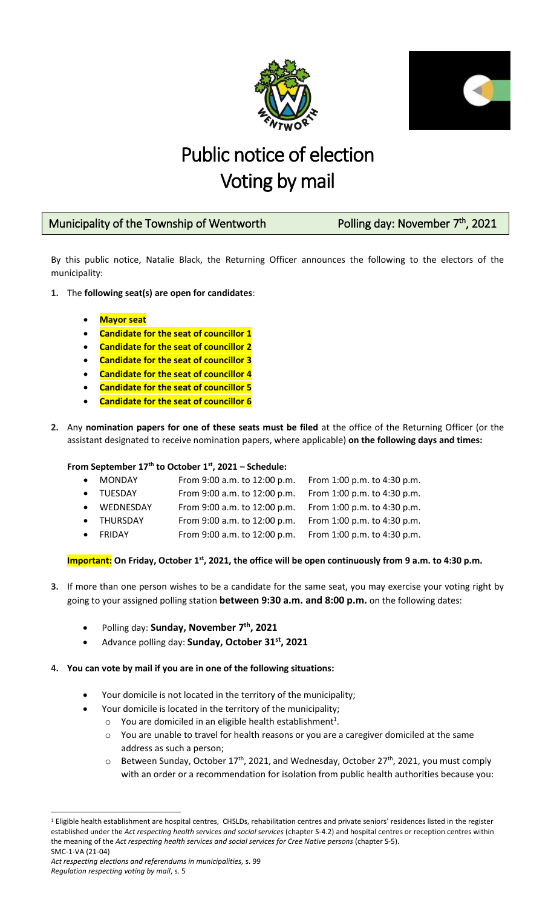# Public notice of election
# Voting by mail

**Municipality of the Township of Wentworth** — **Polling day: November 7th, 2021**

By this public notice, Natalie Black, the Returning Officer announces the following to the electors of the municipality:

1. The **following seat(s) are open for candidates**:
   - **Mayor seat**
   - **Candidate for the seat of councillor 1**
   - **Candidate for the seat of councillor 2**
   - **Candidate for the seat of councillor 3**
   - **Candidate for the seat of councillor 4**
   - **Candidate for the seat of councillor 5**
   - **Candidate for the seat of councillor 6**

2. Any **nomination papers for one of these seats must be filed** at the office of the Returning Officer (or the assistant designated to receive nomination papers, where applicable) **on the following days and times:**

   **From September 17th to October 1st, 2021 – Schedule:**

   - MONDAY — From 9:00 a.m. to 12:00 p.m. — From 1:00 p.m. to 4:30 p.m.
   - TUESDAY — From 9:00 a.m. to 12:00 p.m. — From 1:00 p.m. to 4:30 p.m.
   - WEDNESDAY — From 9:00 a.m. to 12:00 p.m. — From 1:00 p.m. to 4:30 p.m.
   - THURSDAY — From 9:00 a.m. to 12:00 p.m. — From 1:00 p.m. to 4:30 p.m.
   - FRIDAY — From 9:00 a.m. to 12:00 p.m. — From 1:00 p.m. to 4:30 p.m.

   **Important: On Friday, October 1st, 2021, the office will be open continuously from 9 a.m. to 4:30 p.m.**

3. If more than one person wishes to be a candidate for the same seat, you may exercise your voting right by going to your assigned polling station **between 9:30 a.m. and 8:00 p.m.** on the following dates:
   - Polling day: **Sunday, November 7th, 2021**
   - Advance polling day: **Sunday, October 31st, 2021**

4. **You can vote by mail if you are in one of the following situations:**
   - Your domicile is not located in the territory of the municipality;
   - Your domicile is located in the territory of the municipality;
     - You are domiciled in an eligible health establishment[1].
     - You are unable to travel for health reasons or you are a caregiver domiciled at the same address as such a person;
     - Between Sunday, October 17th, 2021, and Wednesday, October 27th, 2021, you must comply with an order or a recommendation for isolation from public health authorities because you:

[1] Eligible health establishment are hospital centres, CHSLDs, rehabilitation centres and private seniors' residences listed in the register established under the *Act respecting health services and social services* (chapter S-4.2) and hospital centres or reception centres within the meaning of the *Act respecting health services and social services for Cree Native persons* (chapter S-5).

SMC-1-VA (21-04)

*Act respecting elections and referendums in municipalities,* s. 99

*Regulation respecting voting by mail*, s. 5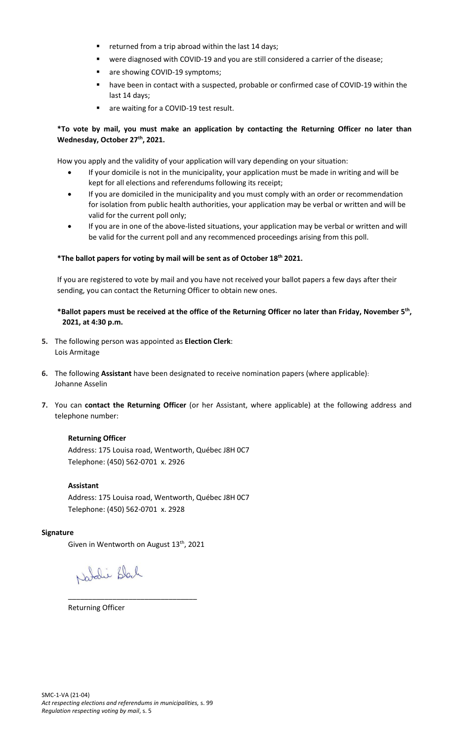- returned from a trip abroad within the last 14 days;
- were diagnosed with COVID-19 and you are still considered a carrier of the disease;
- are showing COVID-19 symptoms;
- have been in contact with a suspected, probable or confirmed case of COVID-19 within the last 14 days;
- are waiting for a COVID-19 test result.

**\*To vote by mail, you must make an application by contacting the Returning Officer no later than Wednesday, October 27th, 2021.**

How you apply and the validity of your application will vary depending on your situation:

- If your domicile is not in the municipality, your application must be made in writing and will be kept for all elections and referendums following its receipt;
- If you are domiciled in the municipality and you must comply with an order or recommendation for isolation from public health authorities, your application may be verbal or written and will be valid for the current poll only;
- If you are in one of the above-listed situations, your application may be verbal or written and will be valid for the current poll and any recommenced proceedings arising from this poll.

**\*The ballot papers for voting by mail will be sent as of October 18th 2021.**

If you are registered to vote by mail and you have not received your ballot papers a few days after their sending, you can contact the Returning Officer to obtain new ones.

**\*Ballot papers must be received at the office of the Returning Officer no later than Friday, November 5th, 2021, at 4:30 p.m.**

**5.** The following person was appointed as **Election Clerk**:
Lois Armitage

**6.** The following **Assistant** have been designated to receive nomination papers (where applicable):
Johanne Asselin

**7.** You can **contact the Returning Officer** (or her Assistant, where applicable) at the following address and telephone number:

**Returning Officer**
Address: 175 Louisa road, Wentworth, Québec J8H 0C7
Telephone: (450) 562-0701 x. 2926

**Assistant**
Address: 175 Louisa road, Wentworth, Québec J8H 0C7
Telephone: (450) 562-0701 x. 2928

**Signature**

Given in Wentworth on August 13th, 2021

Natalie Black

\_\_\_\_\_\_\_\_\_\_\_\_\_\_\_\_\_\_\_\_\_\_\_\_\_\_\_\_\_\_\_\_

Returning Officer

SMC-1-VA (21-04)
*Act respecting elections and referendums in municipalities*, s. 99
*Regulation respecting voting by mail*, s. 5